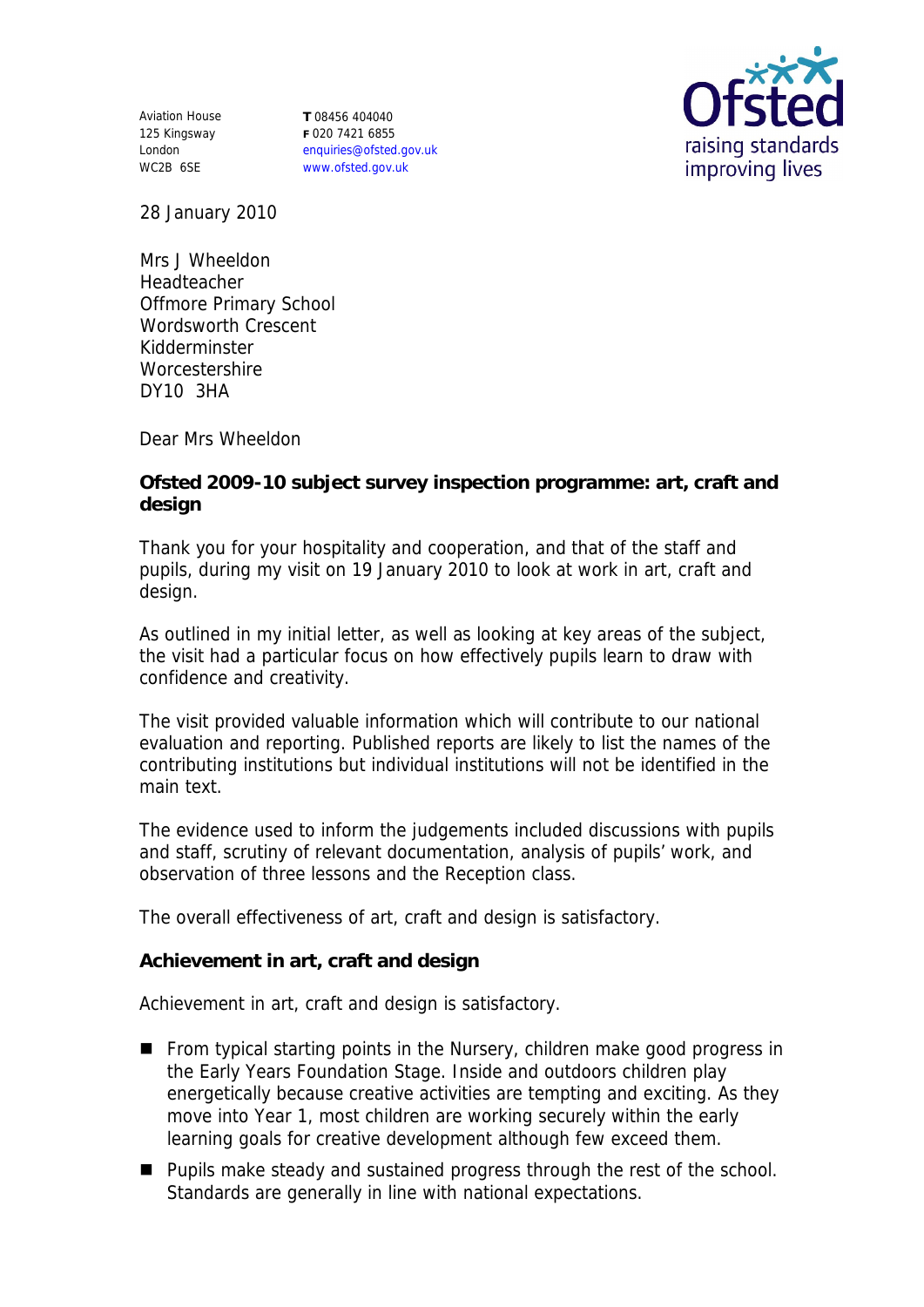Aviation House
125 Kingsway
London
WC2B 6SE

**T** 08456 404040
**F** 020 7421 6855
enquiries@ofsted.gov.uk
www.ofsted.gov.uk

Ofsted
raising standards
improving lives

28 January 2010

Mrs J Wheeldon
Headteacher
Offmore Primary School
Wordsworth Crescent
Kidderminster
Worcestershire
DY10 3HA

Dear Mrs Wheeldon

**Ofsted 2009-10 subject survey inspection programme: art, craft and design**

Thank you for your hospitality and cooperation, and that of the staff and pupils, during my visit on 19 January 2010 to look at work in art, craft and design.

As outlined in my initial letter, as well as looking at key areas of the subject, the visit had a particular focus on how effectively pupils learn to draw with confidence and creativity.

The visit provided valuable information which will contribute to our national evaluation and reporting. Published reports are likely to list the names of the contributing institutions but individual institutions will not be identified in the main text.

The evidence used to inform the judgements included discussions with pupils and staff, scrutiny of relevant documentation, analysis of pupils' work, and observation of three lessons and the Reception class.

The overall effectiveness of art, craft and design is satisfactory.

**Achievement in art, craft and design**

Achievement in art, craft and design is satisfactory.

- From typical starting points in the Nursery, children make good progress in the Early Years Foundation Stage. Inside and outdoors children play energetically because creative activities are tempting and exciting. As they move into Year 1, most children are working securely within the early learning goals for creative development although few exceed them.
- Pupils make steady and sustained progress through the rest of the school. Standards are generally in line with national expectations.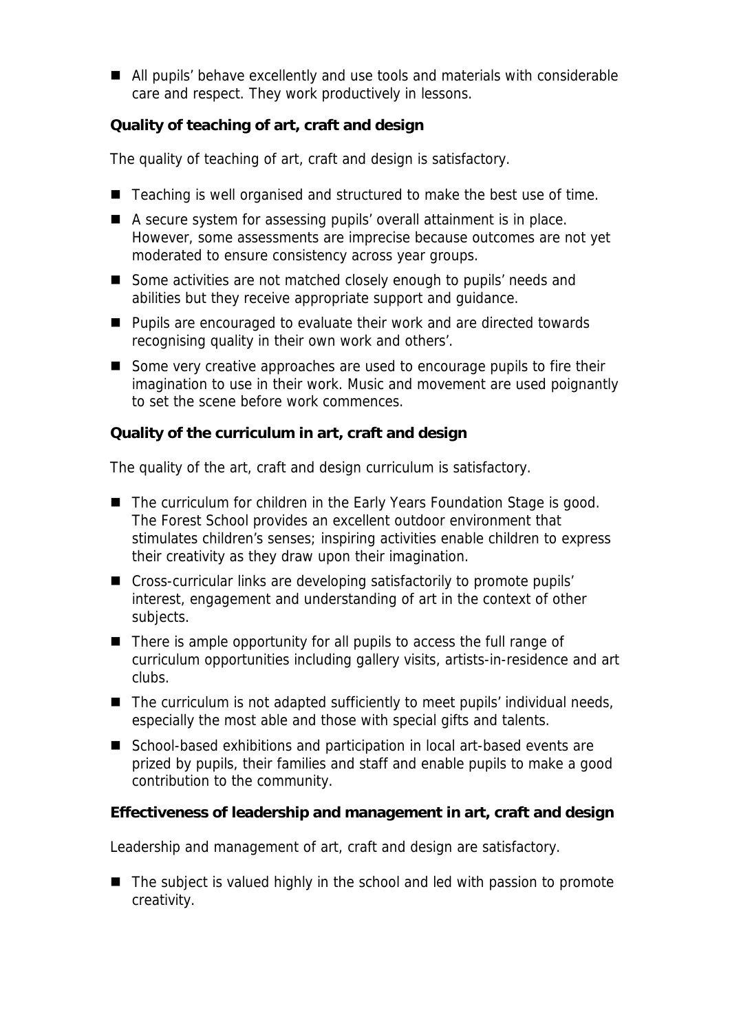- All pupils' behave excellently and use tools and materials with considerable care and respect. They work productively in lessons.

**Quality of teaching of art, craft and design**

The quality of teaching of art, craft and design is satisfactory.

- Teaching is well organised and structured to make the best use of time.
- A secure system for assessing pupils' overall attainment is in place. However, some assessments are imprecise because outcomes are not yet moderated to ensure consistency across year groups.
- Some activities are not matched closely enough to pupils' needs and abilities but they receive appropriate support and guidance.
- Pupils are encouraged to evaluate their work and are directed towards recognising quality in their own work and others'.
- Some very creative approaches are used to encourage pupils to fire their imagination to use in their work. Music and movement are used poignantly to set the scene before work commences.

**Quality of the curriculum in art, craft and design**

The quality of the art, craft and design curriculum is satisfactory.

- The curriculum for children in the Early Years Foundation Stage is good. The Forest School provides an excellent outdoor environment that stimulates children's senses; inspiring activities enable children to express their creativity as they draw upon their imagination.
- Cross-curricular links are developing satisfactorily to promote pupils' interest, engagement and understanding of art in the context of other subjects.
- There is ample opportunity for all pupils to access the full range of curriculum opportunities including gallery visits, artists-in-residence and art clubs.
- The curriculum is not adapted sufficiently to meet pupils' individual needs, especially the most able and those with special gifts and talents.
- School-based exhibitions and participation in local art-based events are prized by pupils, their families and staff and enable pupils to make a good contribution to the community.

**Effectiveness of leadership and management in art, craft and design**

Leadership and management of art, craft and design are satisfactory.

- The subject is valued highly in the school and led with passion to promote creativity.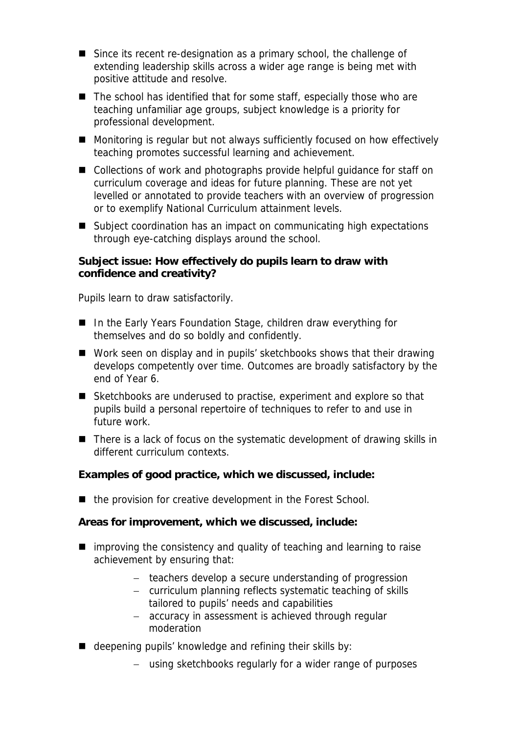- Since its recent re-designation as a primary school, the challenge of extending leadership skills across a wider age range is being met with positive attitude and resolve.
- The school has identified that for some staff, especially those who are teaching unfamiliar age groups, subject knowledge is a priority for professional development.
- Monitoring is regular but not always sufficiently focused on how effectively teaching promotes successful learning and achievement.
- Collections of work and photographs provide helpful guidance for staff on curriculum coverage and ideas for future planning. These are not yet levelled or annotated to provide teachers with an overview of progression or to exemplify National Curriculum attainment levels.
- Subject coordination has an impact on communicating high expectations through eye-catching displays around the school.

**Subject issue: How effectively do pupils learn to draw with confidence and creativity?**

Pupils learn to draw satisfactorily.

- In the Early Years Foundation Stage, children draw everything for themselves and do so boldly and confidently.
- Work seen on display and in pupils' sketchbooks shows that their drawing develops competently over time. Outcomes are broadly satisfactory by the end of Year 6.
- Sketchbooks are underused to practise, experiment and explore so that pupils build a personal repertoire of techniques to refer to and use in future work.
- There is a lack of focus on the systematic development of drawing skills in different curriculum contexts.

**Examples of good practice, which we discussed, include:**

- the provision for creative development in the Forest School.

**Areas for improvement, which we discussed, include:**

- improving the consistency and quality of teaching and learning to raise achievement by ensuring that:
  - teachers develop a secure understanding of progression
  - curriculum planning reflects systematic teaching of skills tailored to pupils' needs and capabilities
  - accuracy in assessment is achieved through regular moderation
- deepening pupils' knowledge and refining their skills by:
  - using sketchbooks regularly for a wider range of purposes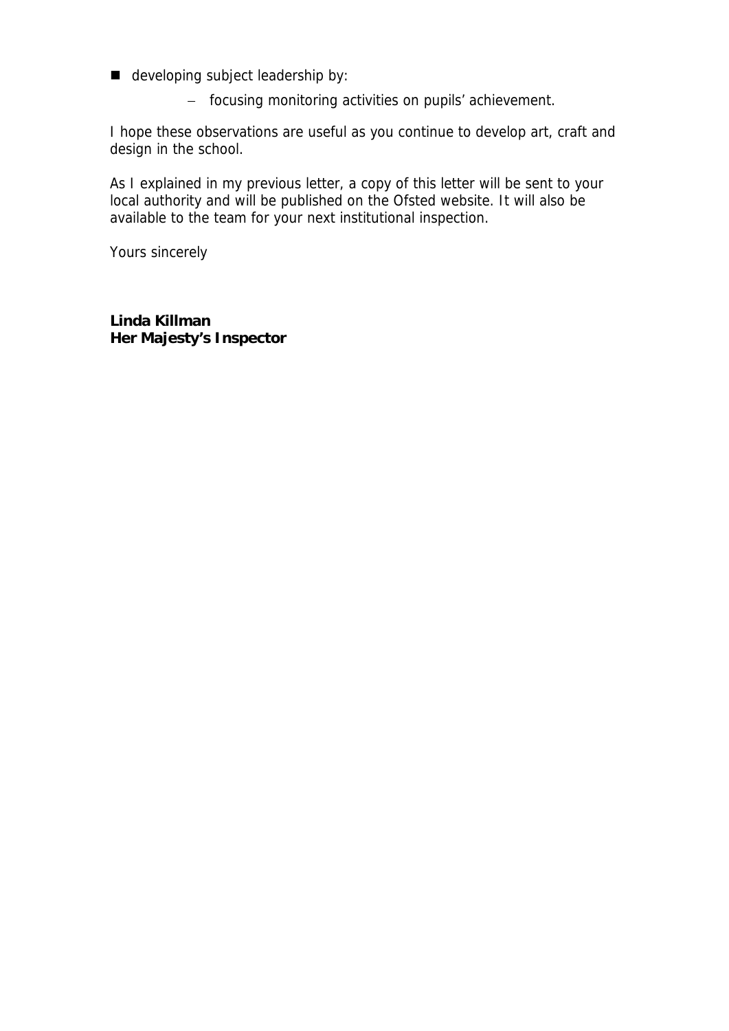- developing subject leadership by:
  - focusing monitoring activities on pupils' achievement.

I hope these observations are useful as you continue to develop art, craft and design in the school.

As I explained in my previous letter, a copy of this letter will be sent to your local authority and will be published on the Ofsted website. It will also be available to the team for your next institutional inspection.

Yours sincerely

**Linda Killman**
**Her Majesty's Inspector**